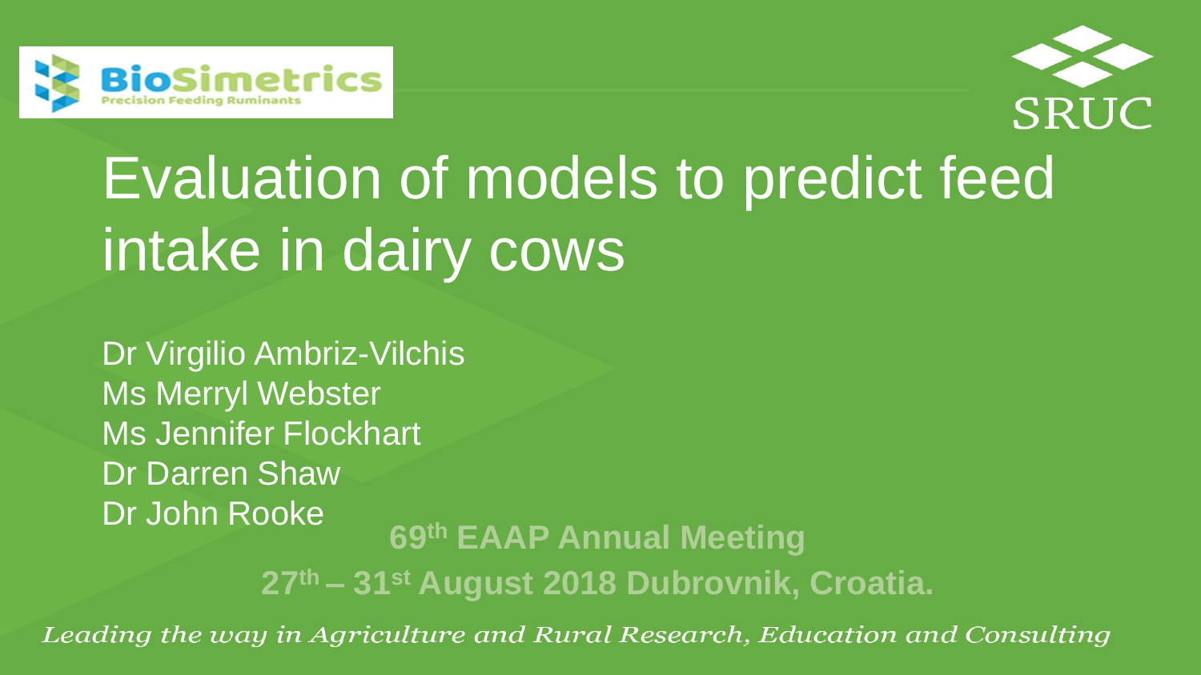BioSimetrics
Precision Feeding Ruminants

SRUC

# Evaluation of models to predict feed intake in dairy cows

Dr Virgilio Ambriz-Vilchis
Ms Merryl Webster
Ms Jennifer Flockhart
Dr Darren Shaw
Dr John Rooke

**69th EAAP Annual Meeting**

**27th – 31st August 2018 Dubrovnik, Croatia.**

*Leading the way in Agriculture and Rural Research, Education and Consulting*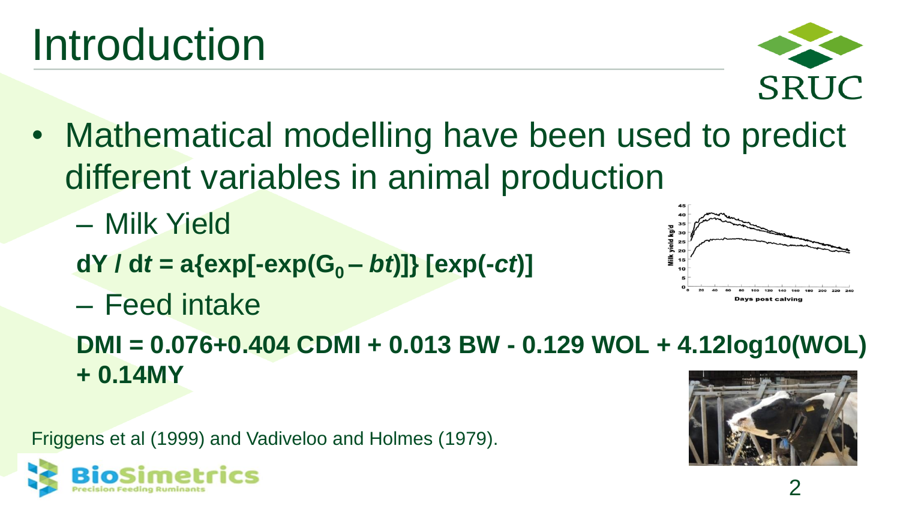# Introduction

- Mathematical modelling have been used to predict different variables in animal production
  - Milk Yield

    $$dY / dt = a\{\exp[-\exp(G_0 - bt)]\} [\exp(-ct)]$$

  - Feed intake

    $$DMI = 0.076 + 0.404\ CDMI + 0.013\ BW - 0.129\ WOL + 4.12\log10(WOL) + 0.14MY$$

Friggens et al (1999) and Vadiveloo and Holmes (1979).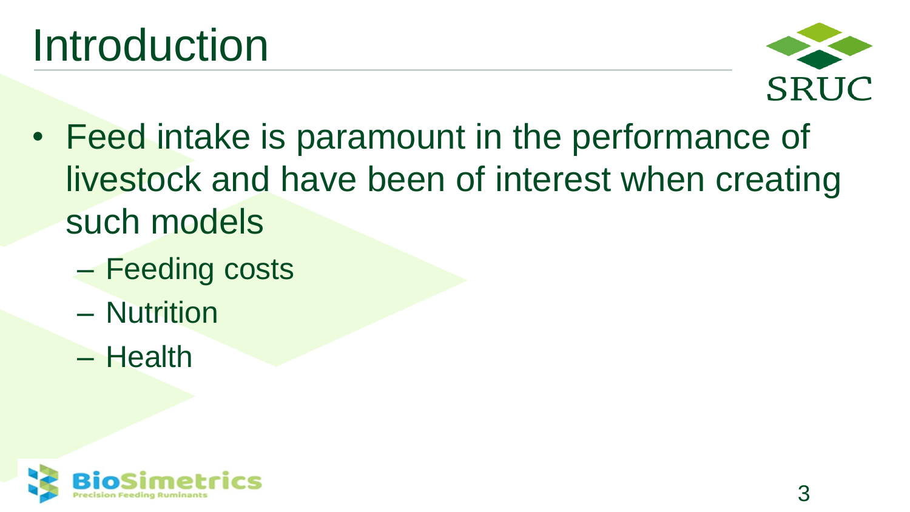# Introduction

- Feed intake is paramount in the performance of livestock and have been of interest when creating such models
  - Feeding costs
  - Nutrition
  - Health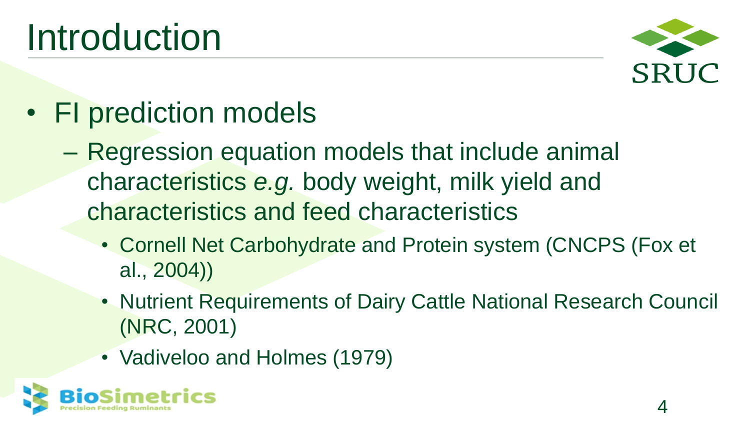# Introduction

- FI prediction models
  - Regression equation models that include animal characteristics *e.g.* body weight, milk yield and characteristics and feed characteristics
    - Cornell Net Carbohydrate and Protein system (CNCPS (Fox et al., 2004))
    - Nutrient Requirements of Dairy Cattle National Research Council (NRC, 2001)
    - Vadiveloo and Holmes (1979)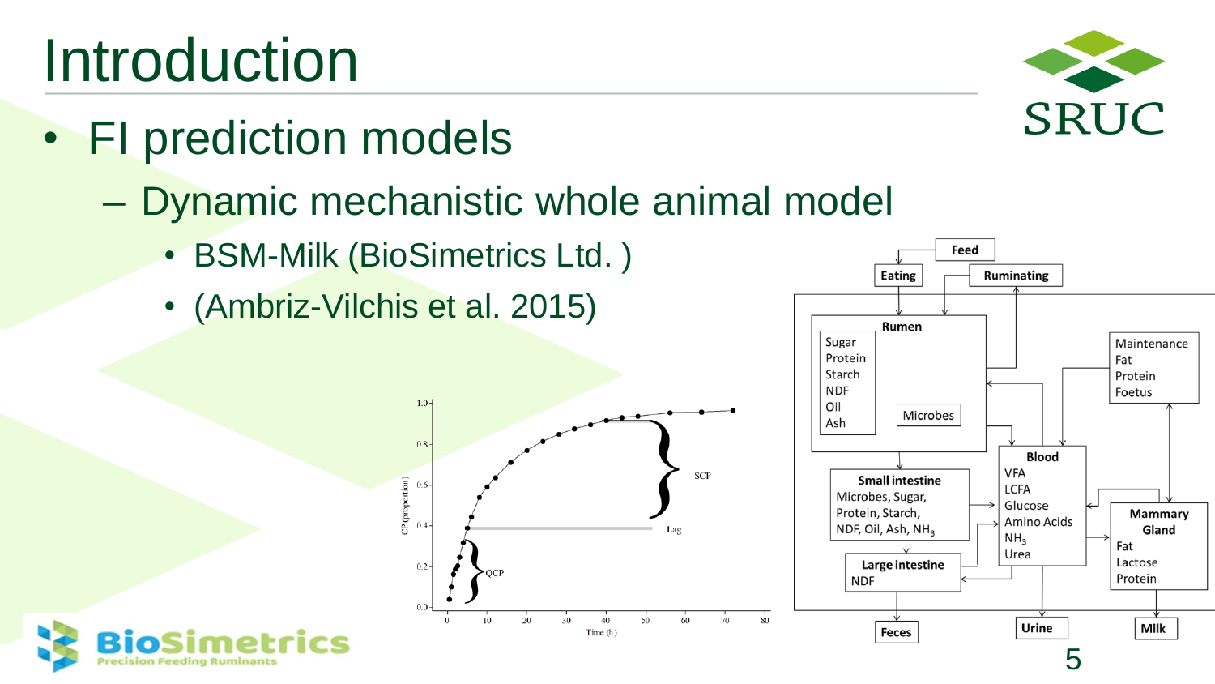# Introduction

- FI prediction models
  - Dynamic mechanistic whole animal model
    - BSM-Milk (BioSimetrics Ltd. )
    - (Ambriz-Vilchis et al. 2015)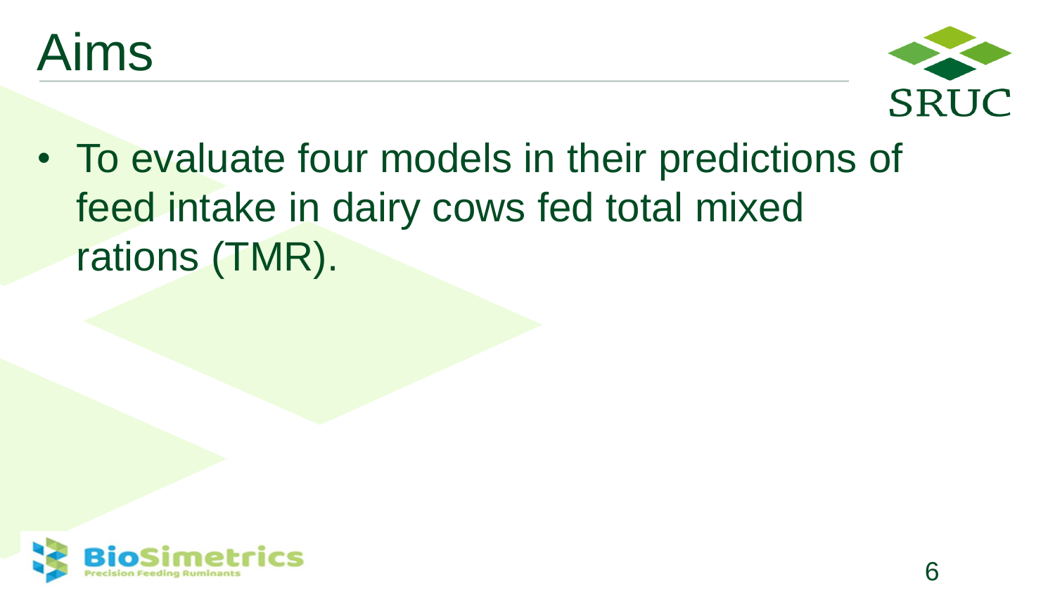# Aims

- To evaluate four models in their predictions of feed intake in dairy cows fed total mixed rations (TMR).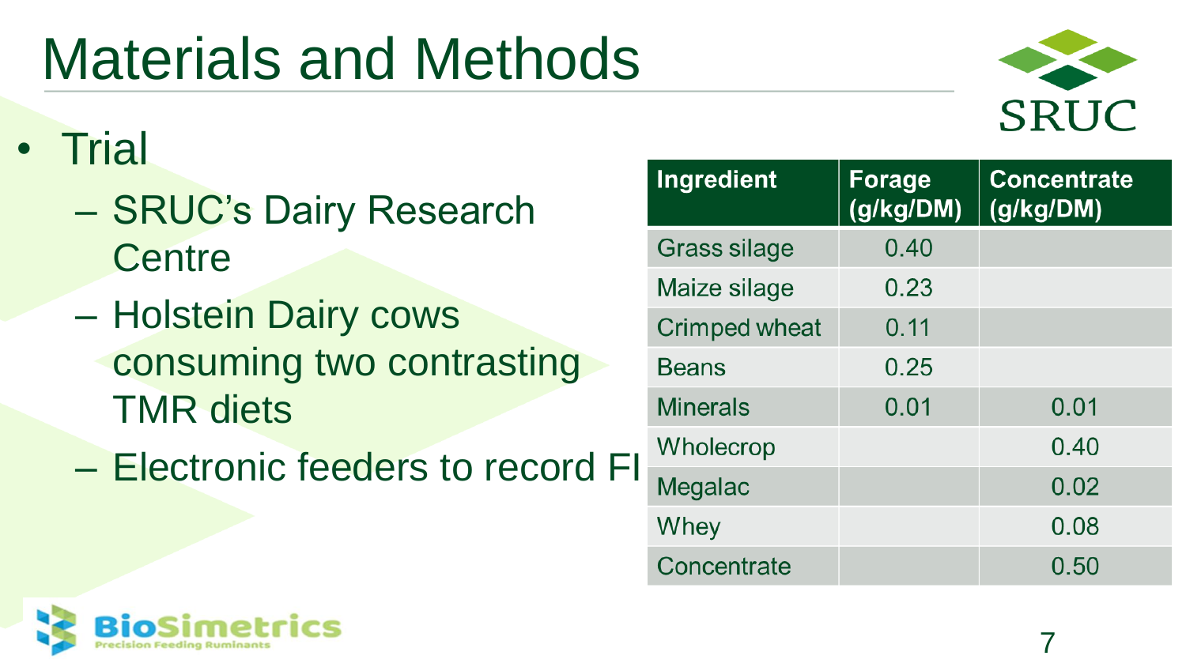# Materials and Methods

- Trial
  - SRUC's Dairy Research Centre
  - Holstein Dairy cows consuming two contrasting TMR diets
  - Electronic feeders to record FI

| Ingredient | Forage (g/kg/DM) | Concentrate (g/kg/DM) |
|---|---|---|
| Grass silage | 0.40 | |
| Maize silage | 0.23 | |
| Crimped wheat | 0.11 | |
| Beans | 0.25 | |
| Minerals | 0.01 | 0.01 |
| Wholecrop | | 0.40 |
| Megalac | | 0.02 |
| Whey | | 0.08 |
| Concentrate | | 0.50 |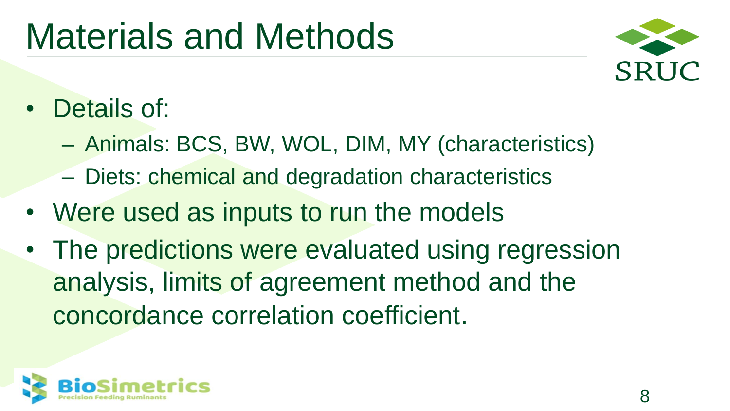# Materials and Methods

- Details of:
  - Animals: BCS, BW, WOL, DIM, MY (characteristics)
  - Diets: chemical and degradation characteristics
- Were used as inputs to run the models
- The predictions were evaluated using regression analysis, limits of agreement method and the concordance correlation coefficient.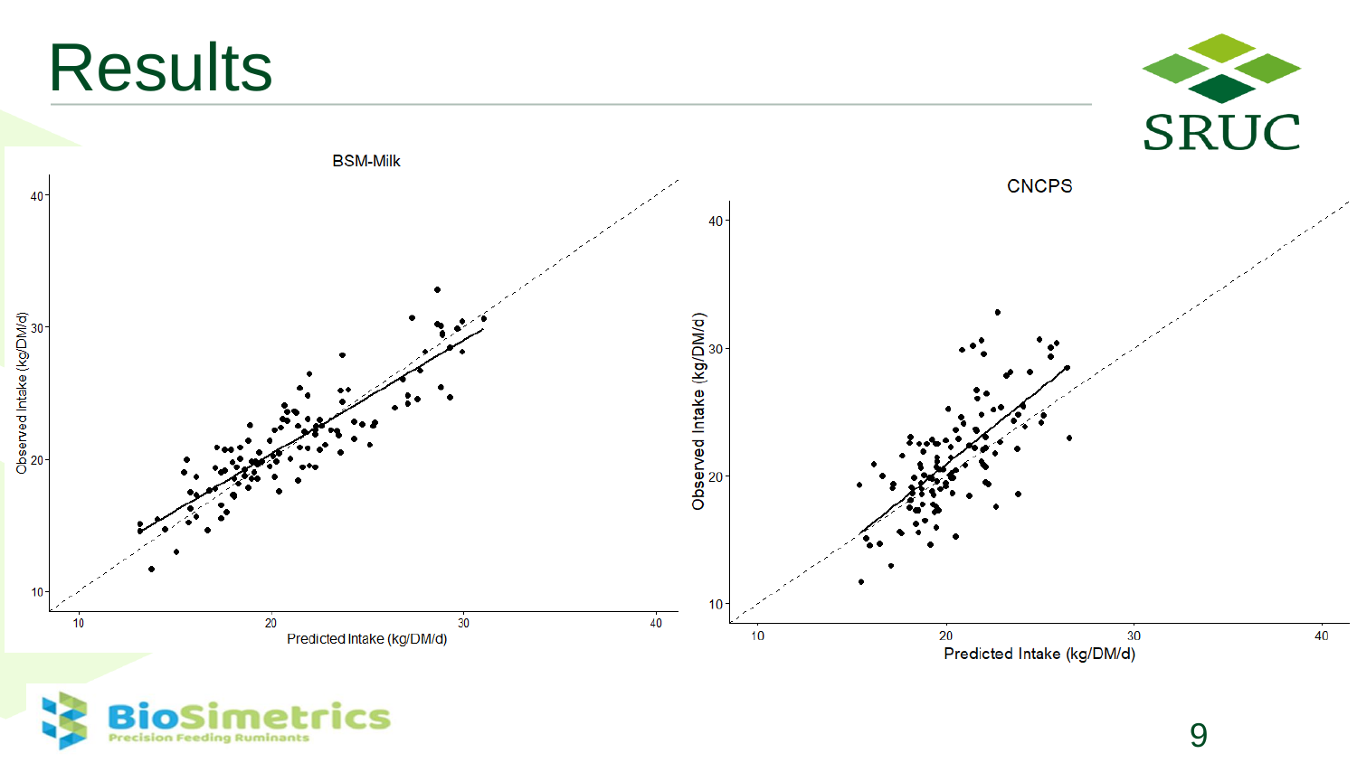# Results

BSM-Milk

Observed Intake (kg/DM/d)

Predicted Intake (kg/DM/d)

CNCPS

Observed Intake (kg/DM/d)

Predicted Intake (kg/DM/d)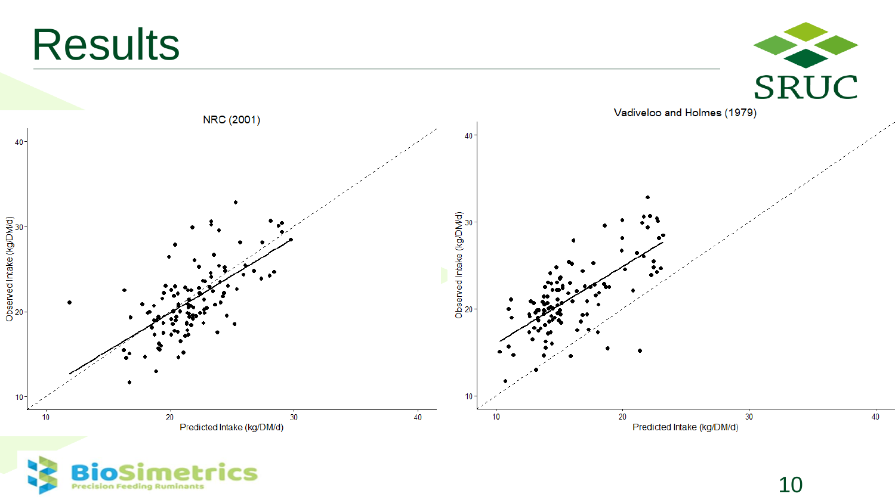# Results

NRC (2001)

Observed Intake (kg/DM/d)

Predicted Intake (kg/DM/d)

Vadiveloo and Holmes (1979)

Observed Intake (kg/DM/d)

Predicted Intake (kg/DM/d)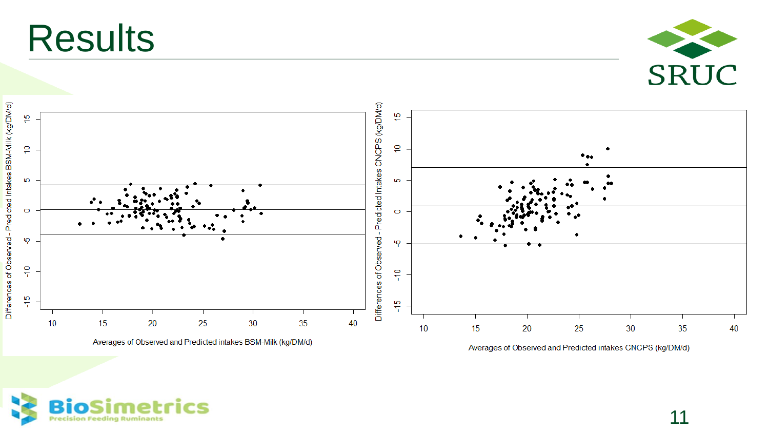# Results

Differences of Observed - Predicted intakes BSM-Milk (kg/DM/d)

Averages of Observed and Predicted intakes BSM-Milk (kg/DM/d)

Differences of Observed - Predicted intakes CNCPS (kg/DM/d)

Averages of Observed and Predicted intakes CNCPS (kg/DM/d)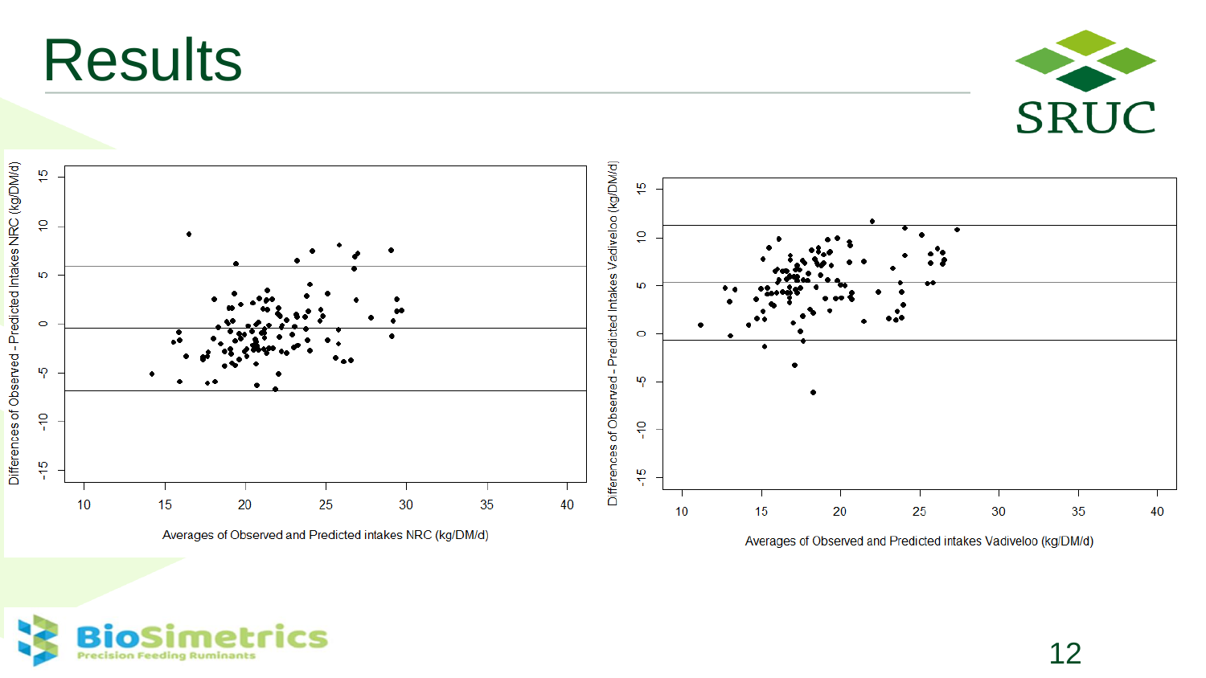# Results

Differences of Observed - Predicted Intakes NRC (kg/DM/d)

Averages of Observed and Predicted intakes NRC (kg/DM/d)

Differences of Observed - Predicted Intakes Vadiveloo (kg/DM/d)

Averages of Observed and Predicted intakes Vadiveloo (kg/DM/d)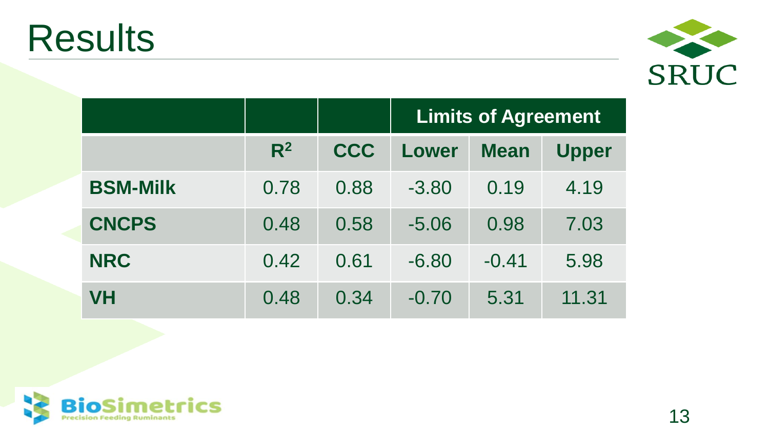# Results

| | | | Limits of Agreement | | |
|---|---|---|---|---|---|
| | $R^2$ | CCC | Lower | Mean | Upper |
| **BSM-Milk** | 0.78 | 0.88 | -3.80 | 0.19 | 4.19 |
| **CNCPS** | 0.48 | 0.58 | -5.06 | 0.98 | 7.03 |
| **NRC** | 0.42 | 0.61 | -6.80 | -0.41 | 5.98 |
| **VH** | 0.48 | 0.34 | -0.70 | 5.31 | 11.31 |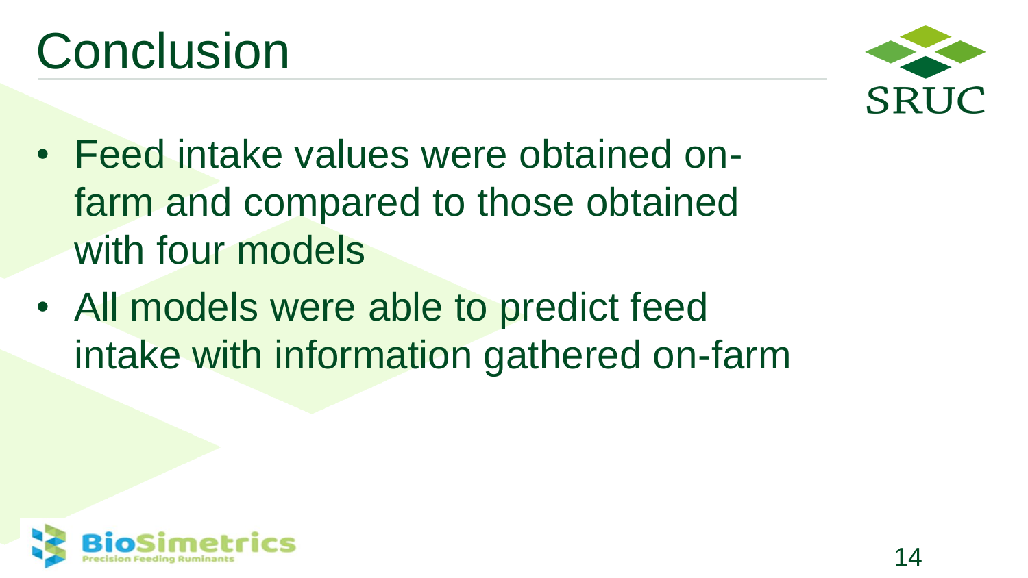# Conclusion

- Feed intake values were obtained on-farm and compared to those obtained with four models
- All models were able to predict feed intake with information gathered on-farm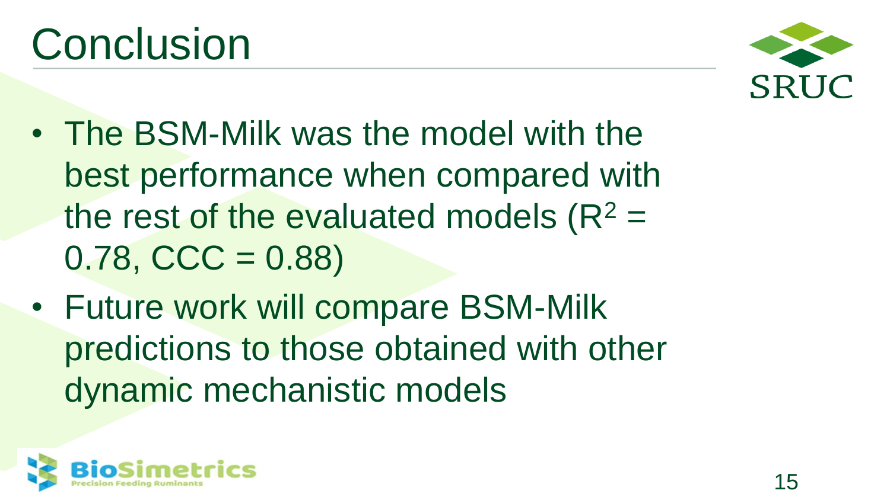# Conclusion

- The BSM-Milk was the model with the best performance when compared with the rest of the evaluated models ($R^2$ = 0.78, CCC = 0.88)
- Future work will compare BSM-Milk predictions to those obtained with other dynamic mechanistic models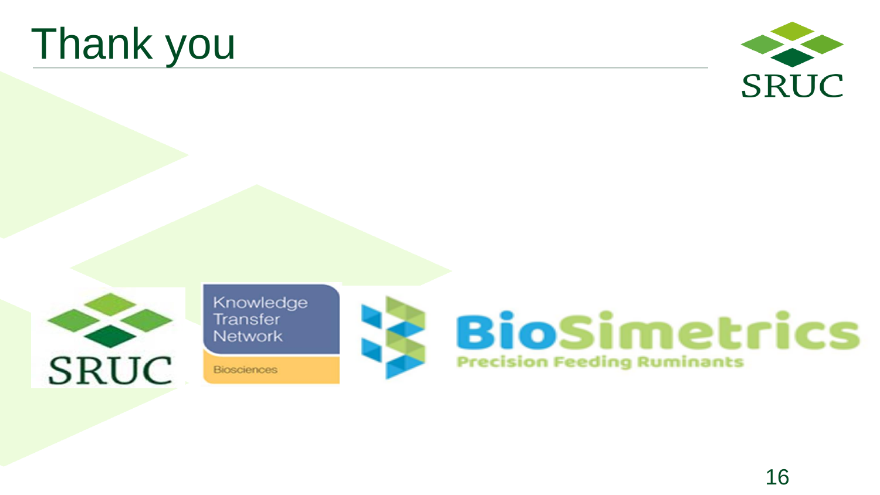# Thank you